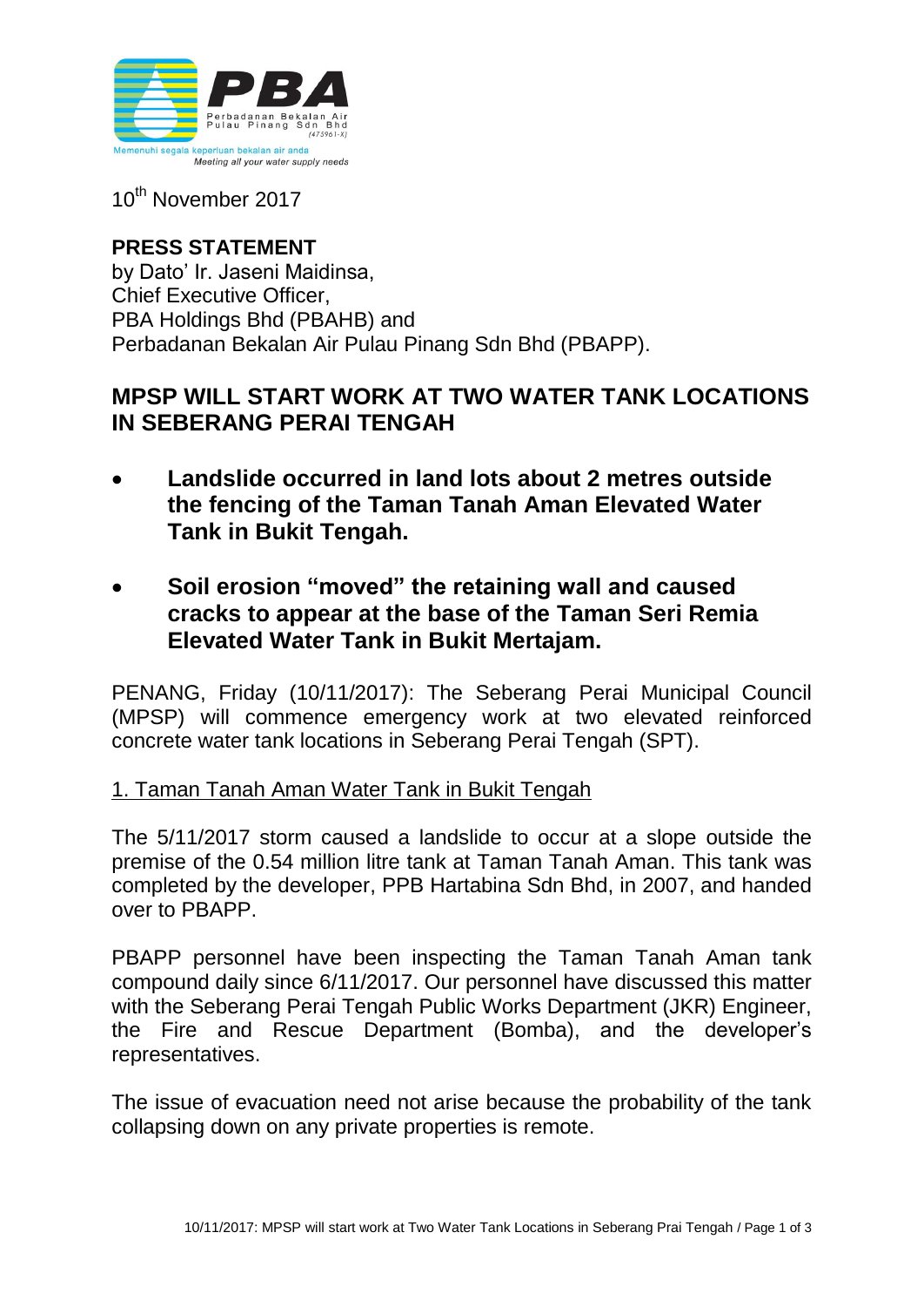PBA

Perbadanan Bekalan Air Pulau Pinang Sdn Bhd (475961-X)

Memenuhi segala keperluan bekalan air anda

*Meeting all your water supply needs*

10th November 2017

**PRESS STATEMENT**
by Dato' Ir. Jaseni Maidinsa,
Chief Executive Officer,
PBA Holdings Bhd (PBAHB) and
Perbadanan Bekalan Air Pulau Pinang Sdn Bhd (PBAPP).

# MPSP WILL START WORK AT TWO WATER TANK LOCATIONS IN SEBERANG PERAI TENGAH

- **Landslide occurred in land lots about 2 metres outside the fencing of the Taman Tanah Aman Elevated Water Tank in Bukit Tengah.**
- **Soil erosion "moved" the retaining wall and caused cracks to appear at the base of the Taman Seri Remia Elevated Water Tank in Bukit Mertajam.**

PENANG, Friday (10/11/2017): The Seberang Perai Municipal Council (MPSP) will commence emergency work at two elevated reinforced concrete water tank locations in Seberang Perai Tengah (SPT).

## 1. Taman Tanah Aman Water Tank in Bukit Tengah

The 5/11/2017 storm caused a landslide to occur at a slope outside the premise of the 0.54 million litre tank at Taman Tanah Aman. This tank was completed by the developer, PPB Hartabina Sdn Bhd, in 2007, and handed over to PBAPP.

PBAPP personnel have been inspecting the Taman Tanah Aman tank compound daily since 6/11/2017. Our personnel have discussed this matter with the Seberang Perai Tengah Public Works Department (JKR) Engineer, the Fire and Rescue Department (Bomba), and the developer's representatives.

The issue of evacuation need not arise because the probability of the tank collapsing down on any private properties is remote.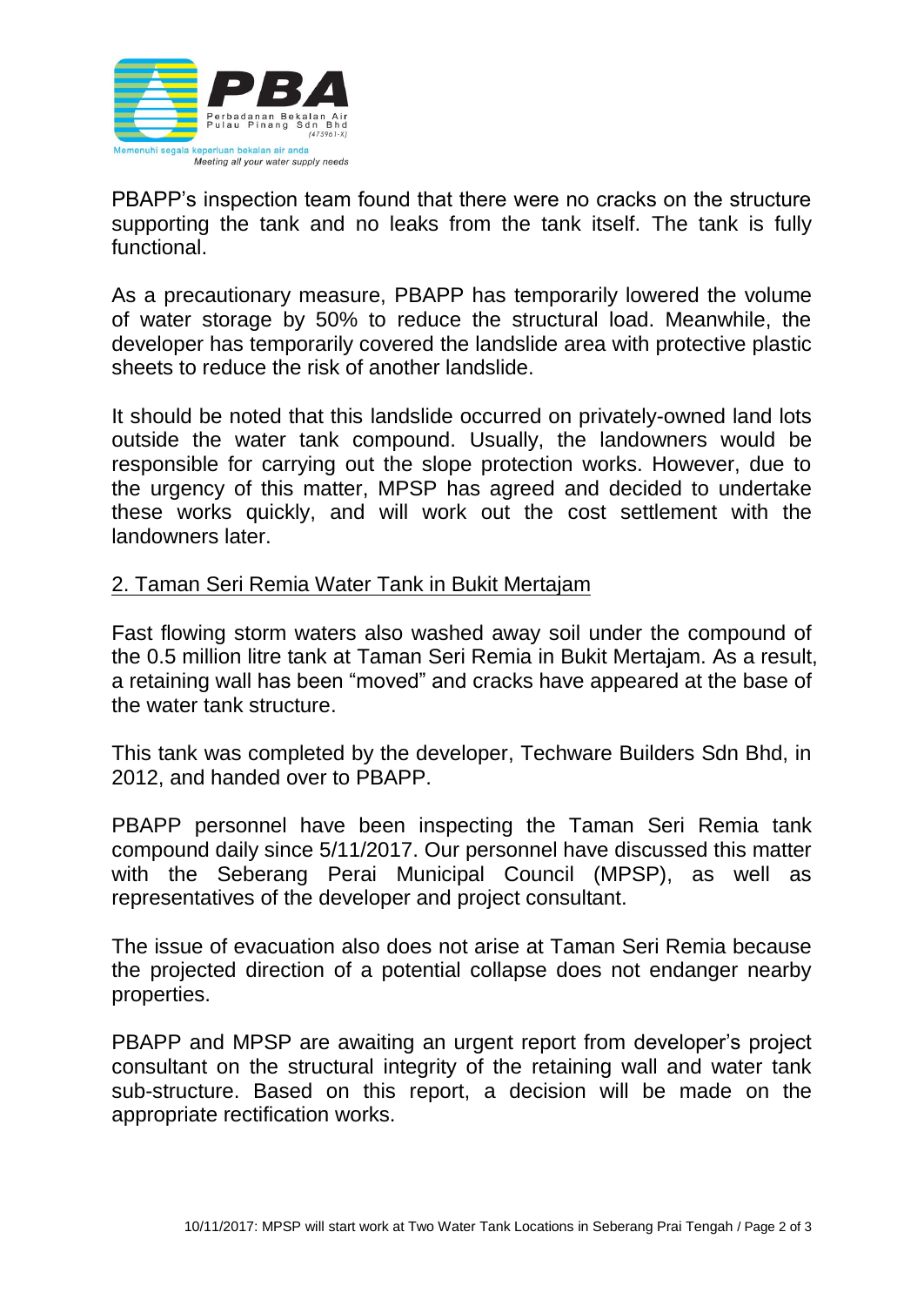PBAPP's inspection team found that there were no cracks on the structure supporting the tank and no leaks from the tank itself. The tank is fully functional.

As a precautionary measure, PBAPP has temporarily lowered the volume of water storage by 50% to reduce the structural load. Meanwhile, the developer has temporarily covered the landslide area with protective plastic sheets to reduce the risk of another landslide.

It should be noted that this landslide occurred on privately-owned land lots outside the water tank compound. Usually, the landowners would be responsible for carrying out the slope protection works. However, due to the urgency of this matter, MPSP has agreed and decided to undertake these works quickly, and will work out the cost settlement with the landowners later.

## 2. Taman Seri Remia Water Tank in Bukit Mertajam

Fast flowing storm waters also washed away soil under the compound of the 0.5 million litre tank at Taman Seri Remia in Bukit Mertajam. As a result, a retaining wall has been "moved" and cracks have appeared at the base of the water tank structure.

This tank was completed by the developer, Techware Builders Sdn Bhd, in 2012, and handed over to PBAPP.

PBAPP personnel have been inspecting the Taman Seri Remia tank compound daily since 5/11/2017. Our personnel have discussed this matter with the Seberang Perai Municipal Council (MPSP), as well as representatives of the developer and project consultant.

The issue of evacuation also does not arise at Taman Seri Remia because the projected direction of a potential collapse does not endanger nearby properties.

PBAPP and MPSP are awaiting an urgent report from developer's project consultant on the structural integrity of the retaining wall and water tank sub-structure. Based on this report, a decision will be made on the appropriate rectification works.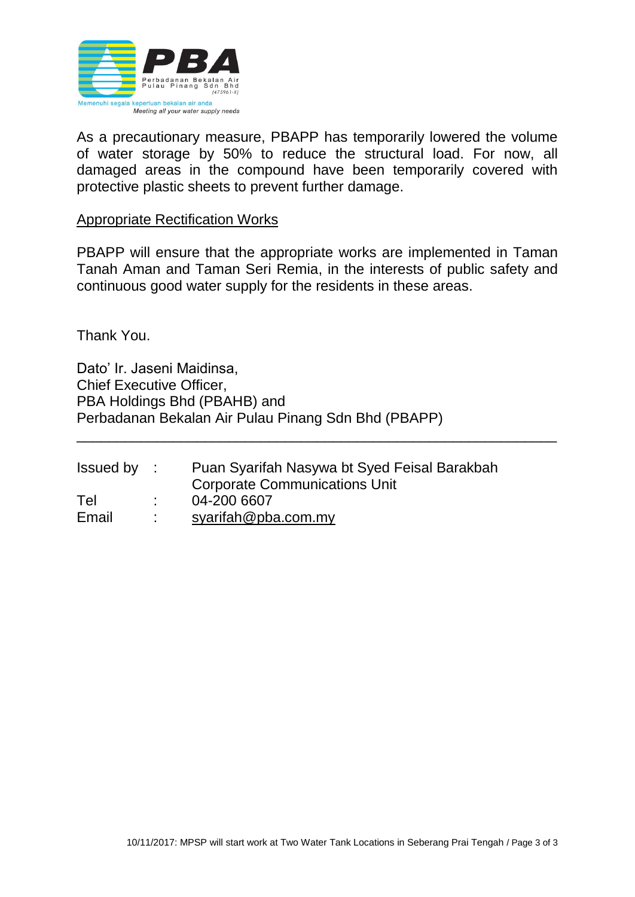As a precautionary measure, PBAPP has temporarily lowered the volume of water storage by 50% to reduce the structural load. For now, all damaged areas in the compound have been temporarily covered with protective plastic sheets to prevent further damage.

## Appropriate Rectification Works

PBAPP will ensure that the appropriate works are implemented in Taman Tanah Aman and Taman Seri Remia, in the interests of public safety and continuous good water supply for the residents in these areas.

Thank You.

Dato' Ir. Jaseni Maidinsa,
Chief Executive Officer,
PBA Holdings Bhd (PBAHB) and
Perbadanan Bekalan Air Pulau Pinang Sdn Bhd (PBAPP)

---

| | | |
|---|---|---|
| Issued by | : | Puan Syarifah Nasywa bt Syed Feisal Barakbah<br>Corporate Communications Unit |
| Tel | : | 04-200 6607 |
| Email | : | syarifah@pba.com.my |